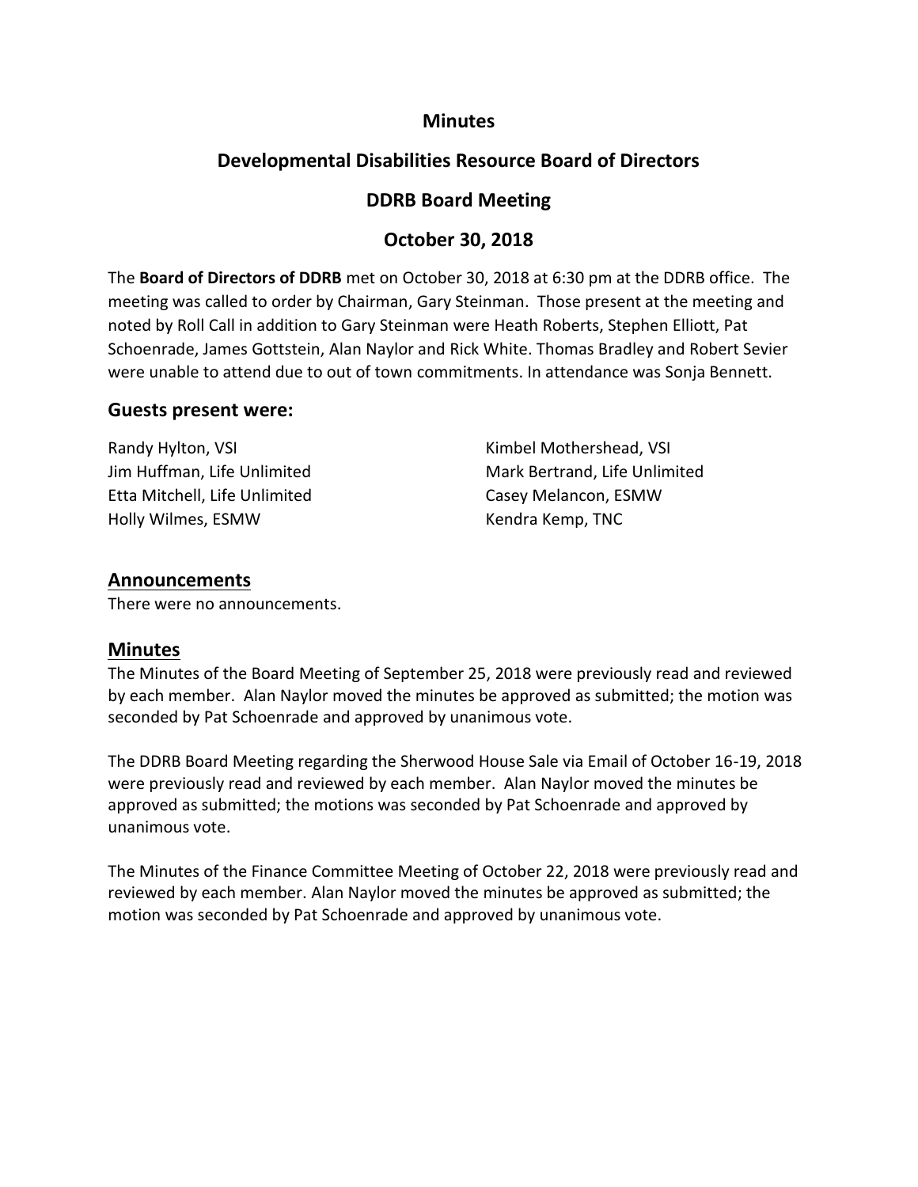# Minutes

## Developmental Disabilities Resource Board of Directors

## DDRB Board Meeting

## October 30, 2018

The **Board of Directors of DDRB** met on October 30, 2018 at 6:30 pm at the DDRB office. The meeting was called to order by Chairman, Gary Steinman. Those present at the meeting and noted by Roll Call in addition to Gary Steinman were Heath Roberts, Stephen Elliott, Pat Schoenrade, James Gottstein, Alan Naylor and Rick White. Thomas Bradley and Robert Sevier were unable to attend due to out of town commitments. In attendance was Sonja Bennett.

### Guests present were:

Randy Hylton, VSI
Jim Huffman, Life Unlimited
Etta Mitchell, Life Unlimited
Holly Wilmes, ESMW
Kimbel Mothershead, VSI
Mark Bertrand, Life Unlimited
Casey Melancon, ESMW
Kendra Kemp, TNC

### Announcements

There were no announcements.

### Minutes

The Minutes of the Board Meeting of September 25, 2018 were previously read and reviewed by each member. Alan Naylor moved the minutes be approved as submitted; the motion was seconded by Pat Schoenrade and approved by unanimous vote.

The DDRB Board Meeting regarding the Sherwood House Sale via Email of October 16-19, 2018 were previously read and reviewed by each member. Alan Naylor moved the minutes be approved as submitted; the motions was seconded by Pat Schoenrade and approved by unanimous vote.

The Minutes of the Finance Committee Meeting of October 22, 2018 were previously read and reviewed by each member. Alan Naylor moved the minutes be approved as submitted; the motion was seconded by Pat Schoenrade and approved by unanimous vote.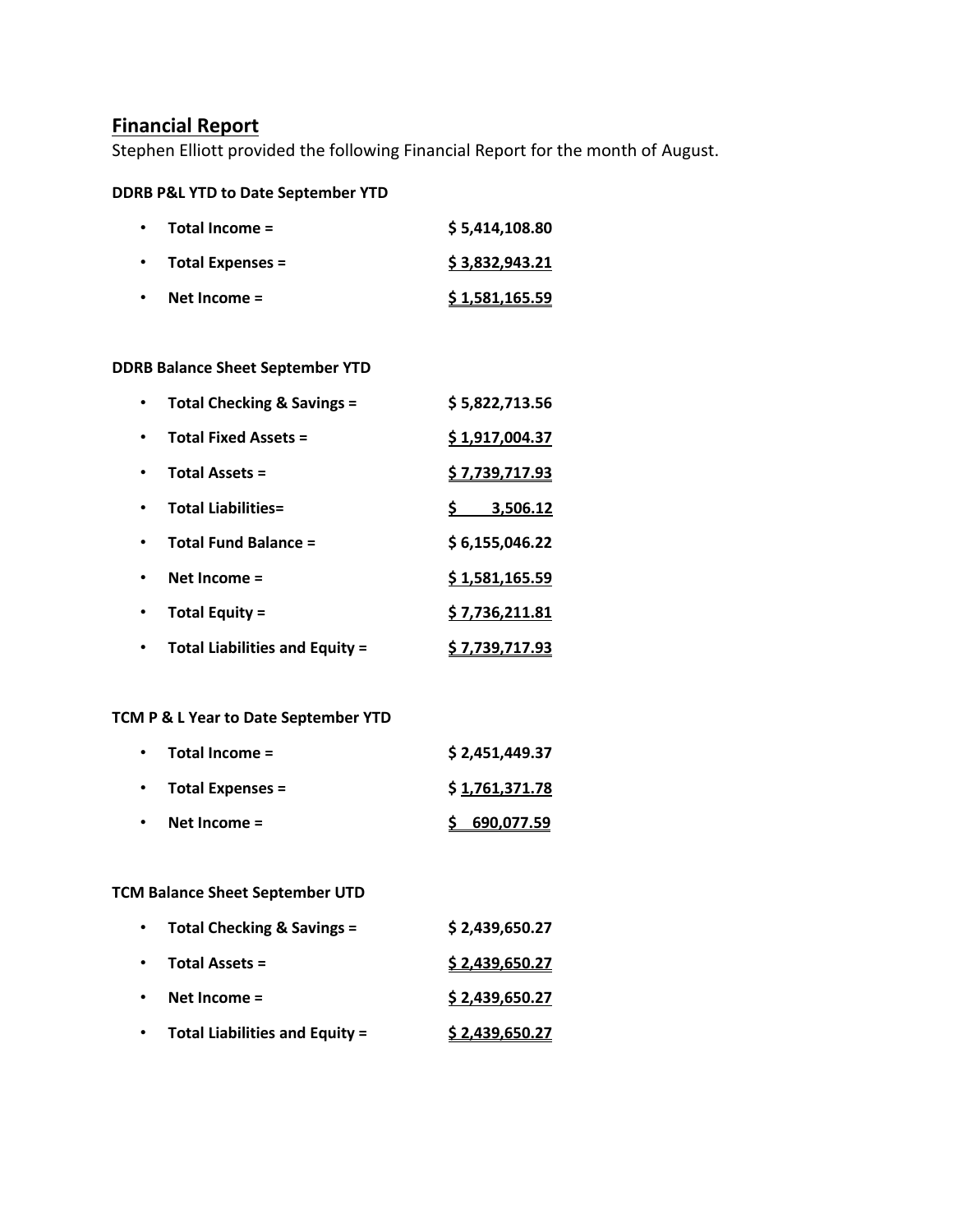## Financial Report

Stephen Elliott provided the following Financial Report for the month of August.

**DDRB P&L YTD to Date September YTD**

- **Total Income =** $5,414,108.80
- **Total Expenses =** $3,832,943.21
- **Net Income =** $1,581,165.59

**DDRB Balance Sheet September YTD**

- **Total Checking & Savings =** $5,822,713.56
- **Total Fixed Assets =** $1,917,004.37
- **Total Assets =** $7,739,717.93
- **Total Liabilities=** $ 3,506.12
- **Total Fund Balance =** $6,155,046.22
- **Net Income =** $1,581,165.59
- **Total Equity =** $7,736,211.81
- **Total Liabilities and Equity =** $7,739,717.93

**TCM P & L Year to Date September YTD**

- **Total Income =** $2,451,449.37
- **Total Expenses =** $1,761,371.78
- **Net Income =** $ 690,077.59

**TCM Balance Sheet September UTD**

- **Total Checking & Savings =** $2,439,650.27
- **Total Assets =** $2,439,650.27
- **Net Income =** $2,439,650.27
- **Total Liabilities and Equity =** $2,439,650.27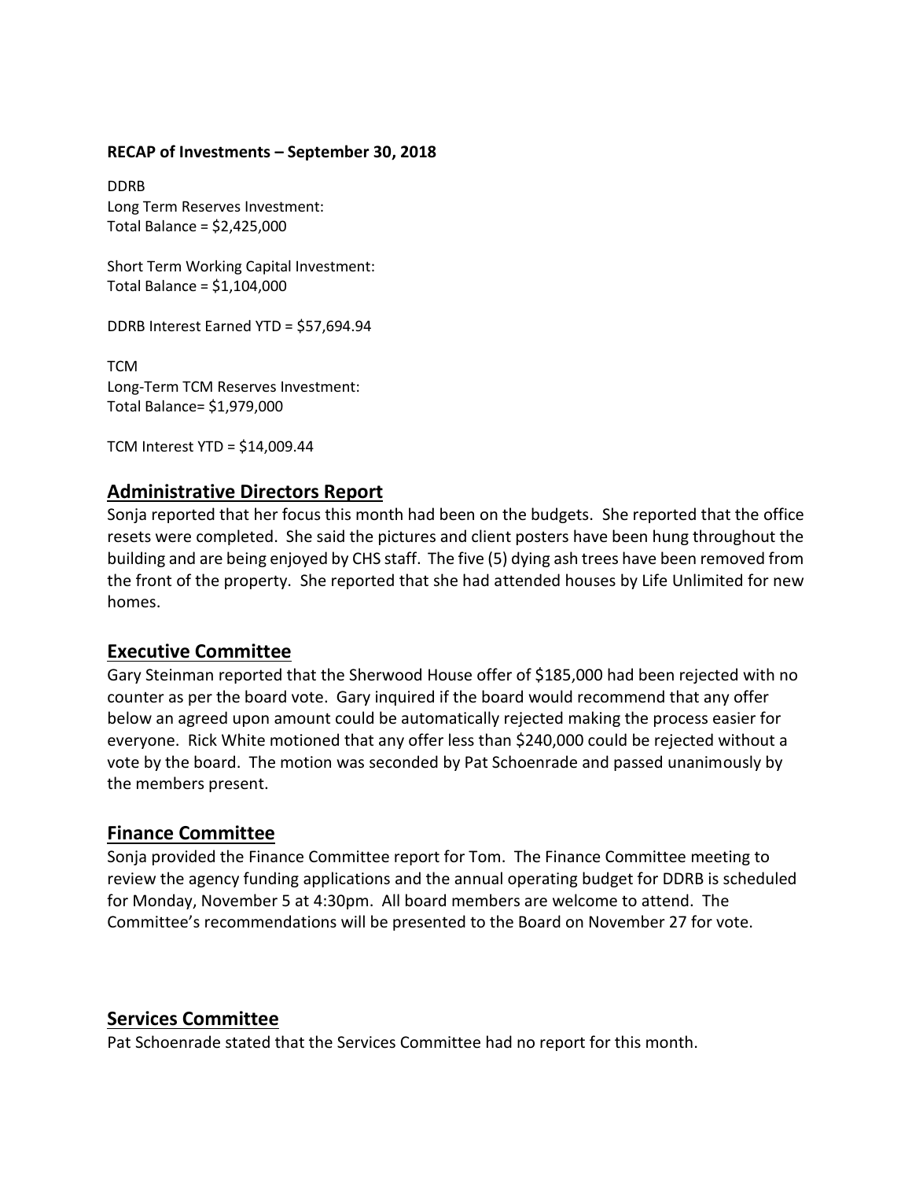**RECAP of Investments – September 30, 2018**

DDRB
Long Term Reserves Investment:
Total Balance = $2,425,000

Short Term Working Capital Investment:
Total Balance = $1,104,000

DDRB Interest Earned YTD = $57,694.94

TCM
Long-Term TCM Reserves Investment:
Total Balance= $1,979,000

TCM Interest YTD = $14,009.44

## Administrative Directors Report

Sonja reported that her focus this month had been on the budgets. She reported that the office resets were completed. She said the pictures and client posters have been hung throughout the building and are being enjoyed by CHS staff. The five (5) dying ash trees have been removed from the front of the property. She reported that she had attended houses by Life Unlimited for new homes.

## Executive Committee

Gary Steinman reported that the Sherwood House offer of $185,000 had been rejected with no counter as per the board vote. Gary inquired if the board would recommend that any offer below an agreed upon amount could be automatically rejected making the process easier for everyone. Rick White motioned that any offer less than $240,000 could be rejected without a vote by the board. The motion was seconded by Pat Schoenrade and passed unanimously by the members present.

## Finance Committee

Sonja provided the Finance Committee report for Tom. The Finance Committee meeting to review the agency funding applications and the annual operating budget for DDRB is scheduled for Monday, November 5 at 4:30pm. All board members are welcome to attend. The Committee's recommendations will be presented to the Board on November 27 for vote.

## Services Committee

Pat Schoenrade stated that the Services Committee had no report for this month.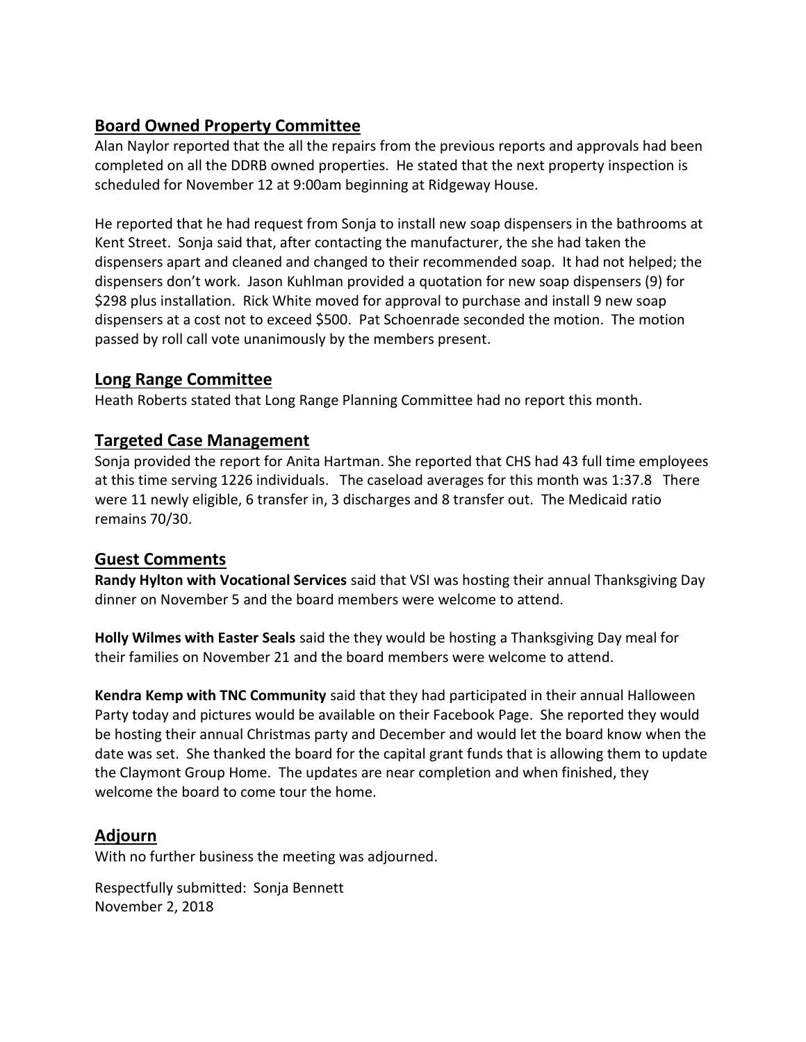## Board Owned Property Committee

Alan Naylor reported that the all the repairs from the previous reports and approvals had been completed on all the DDRB owned properties. He stated that the next property inspection is scheduled for November 12 at 9:00am beginning at Ridgeway House.

He reported that he had request from Sonja to install new soap dispensers in the bathrooms at Kent Street. Sonja said that, after contacting the manufacturer, the she had taken the dispensers apart and cleaned and changed to their recommended soap. It had not helped; the dispensers don't work. Jason Kuhlman provided a quotation for new soap dispensers (9) for $298 plus installation. Rick White moved for approval to purchase and install 9 new soap dispensers at a cost not to exceed $500. Pat Schoenrade seconded the motion. The motion passed by roll call vote unanimously by the members present.

## Long Range Committee

Heath Roberts stated that Long Range Planning Committee had no report this month.

## Targeted Case Management

Sonja provided the report for Anita Hartman. She reported that CHS had 43 full time employees at this time serving 1226 individuals. The caseload averages for this month was 1:37.8 There were 11 newly eligible, 6 transfer in, 3 discharges and 8 transfer out. The Medicaid ratio remains 70/30.

## Guest Comments

**Randy Hylton with Vocational Services** said that VSI was hosting their annual Thanksgiving Day dinner on November 5 and the board members were welcome to attend.

**Holly Wilmes with Easter Seals** said the they would be hosting a Thanksgiving Day meal for their families on November 21 and the board members were welcome to attend.

**Kendra Kemp with TNC Community** said that they had participated in their annual Halloween Party today and pictures would be available on their Facebook Page. She reported they would be hosting their annual Christmas party and December and would let the board know when the date was set. She thanked the board for the capital grant funds that is allowing them to update the Claymont Group Home. The updates are near completion and when finished, they welcome the board to come tour the home.

## Adjourn

With no further business the meeting was adjourned.

Respectfully submitted: Sonja Bennett
November 2, 2018